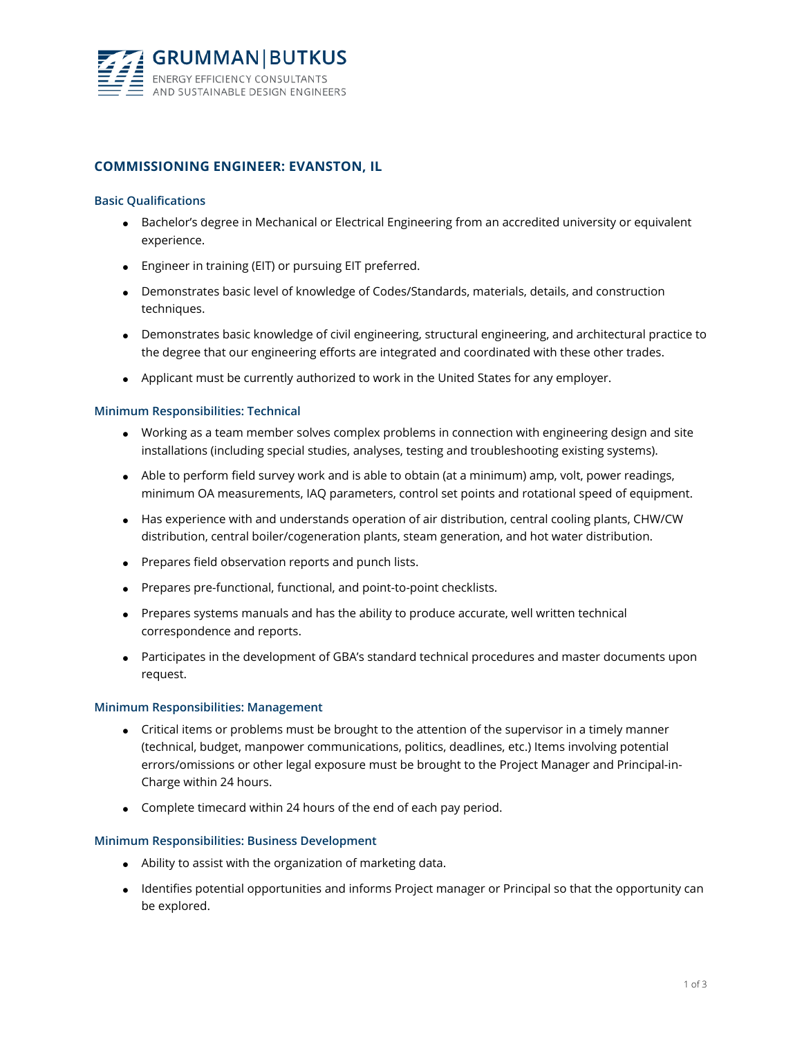GRUMMAN|BUTKUS

ENERGY EFFICIENCY CONSULTANTS
AND SUSTAINABLE DESIGN ENGINEERS

## COMMISSIONING ENGINEER: EVANSTON, IL

### Basic Qualifications

- Bachelor's degree in Mechanical or Electrical Engineering from an accredited university or equivalent experience.
- Engineer in training (EIT) or pursuing EIT preferred.
- Demonstrates basic level of knowledge of Codes/Standards, materials, details, and construction techniques.
- Demonstrates basic knowledge of civil engineering, structural engineering, and architectural practice to the degree that our engineering efforts are integrated and coordinated with these other trades.
- Applicant must be currently authorized to work in the United States for any employer.

### Minimum Responsibilities: Technical

- Working as a team member solves complex problems in connection with engineering design and site installations (including special studies, analyses, testing and troubleshooting existing systems).
- Able to perform field survey work and is able to obtain (at a minimum) amp, volt, power readings, minimum OA measurements, IAQ parameters, control set points and rotational speed of equipment.
- Has experience with and understands operation of air distribution, central cooling plants, CHW/CW distribution, central boiler/cogeneration plants, steam generation, and hot water distribution.
- Prepares field observation reports and punch lists.
- Prepares pre-functional, functional, and point-to-point checklists.
- Prepares systems manuals and has the ability to produce accurate, well written technical correspondence and reports.
- Participates in the development of GBA's standard technical procedures and master documents upon request.

### Minimum Responsibilities: Management

- Critical items or problems must be brought to the attention of the supervisor in a timely manner (technical, budget, manpower communications, politics, deadlines, etc.) Items involving potential errors/omissions or other legal exposure must be brought to the Project Manager and Principal-in-Charge within 24 hours.
- Complete timecard within 24 hours of the end of each pay period.

### Minimum Responsibilities: Business Development

- Ability to assist with the organization of marketing data.
- Identifies potential opportunities and informs Project manager or Principal so that the opportunity can be explored.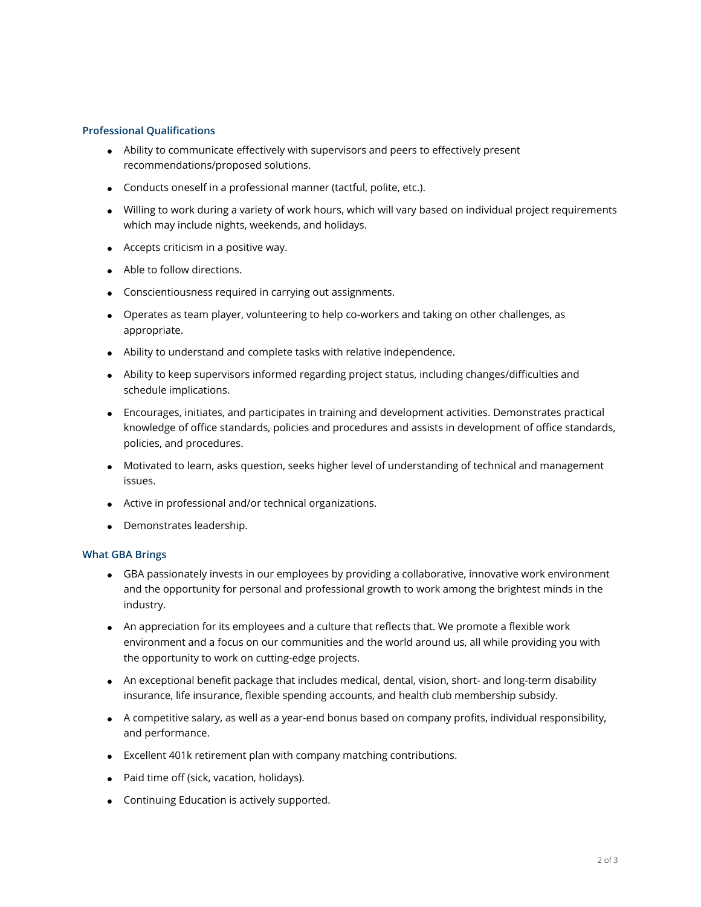### Professional Qualifications

- Ability to communicate effectively with supervisors and peers to effectively present recommendations/proposed solutions.
- Conducts oneself in a professional manner (tactful, polite, etc.).
- Willing to work during a variety of work hours, which will vary based on individual project requirements which may include nights, weekends, and holidays.
- Accepts criticism in a positive way.
- Able to follow directions.
- Conscientiousness required in carrying out assignments.
- Operates as team player, volunteering to help co-workers and taking on other challenges, as appropriate.
- Ability to understand and complete tasks with relative independence.
- Ability to keep supervisors informed regarding project status, including changes/difficulties and schedule implications.
- Encourages, initiates, and participates in training and development activities. Demonstrates practical knowledge of office standards, policies and procedures and assists in development of office standards, policies, and procedures.
- Motivated to learn, asks question, seeks higher level of understanding of technical and management issues.
- Active in professional and/or technical organizations.
- Demonstrates leadership.

### What GBA Brings

- GBA passionately invests in our employees by providing a collaborative, innovative work environment and the opportunity for personal and professional growth to work among the brightest minds in the industry.
- An appreciation for its employees and a culture that reflects that. We promote a flexible work environment and a focus on our communities and the world around us, all while providing you with the opportunity to work on cutting-edge projects.
- An exceptional benefit package that includes medical, dental, vision, short- and long-term disability insurance, life insurance, flexible spending accounts, and health club membership subsidy.
- A competitive salary, as well as a year-end bonus based on company profits, individual responsibility, and performance.
- Excellent 401k retirement plan with company matching contributions.
- Paid time off (sick, vacation, holidays).
- Continuing Education is actively supported.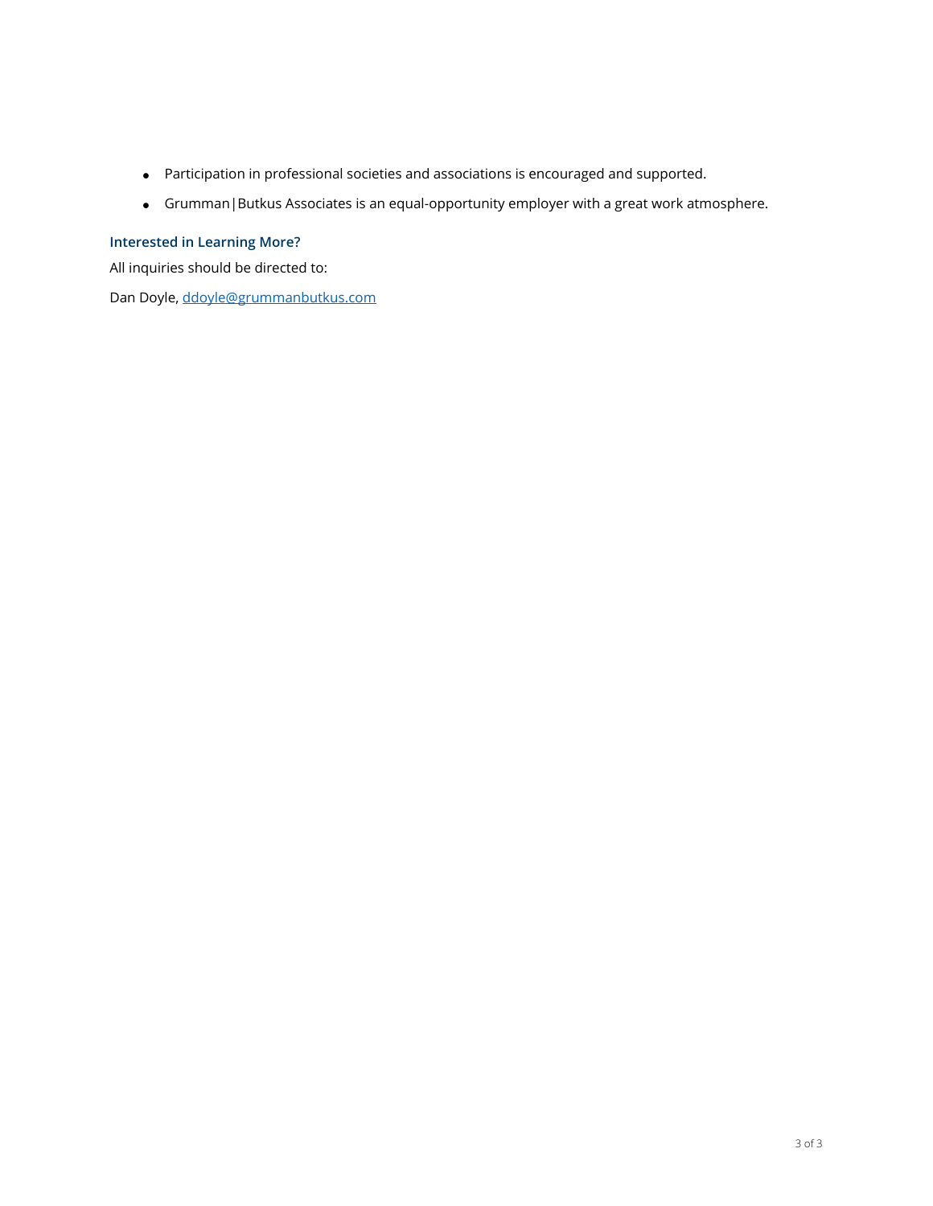- Participation in professional societies and associations is encouraged and supported.
- Grumman|Butkus Associates is an equal-opportunity employer with a great work atmosphere.

### Interested in Learning More?

All inquiries should be directed to:

Dan Doyle, [ddoyle@grummanbutkus.com](mailto:ddoyle@grummanbutkus.com)